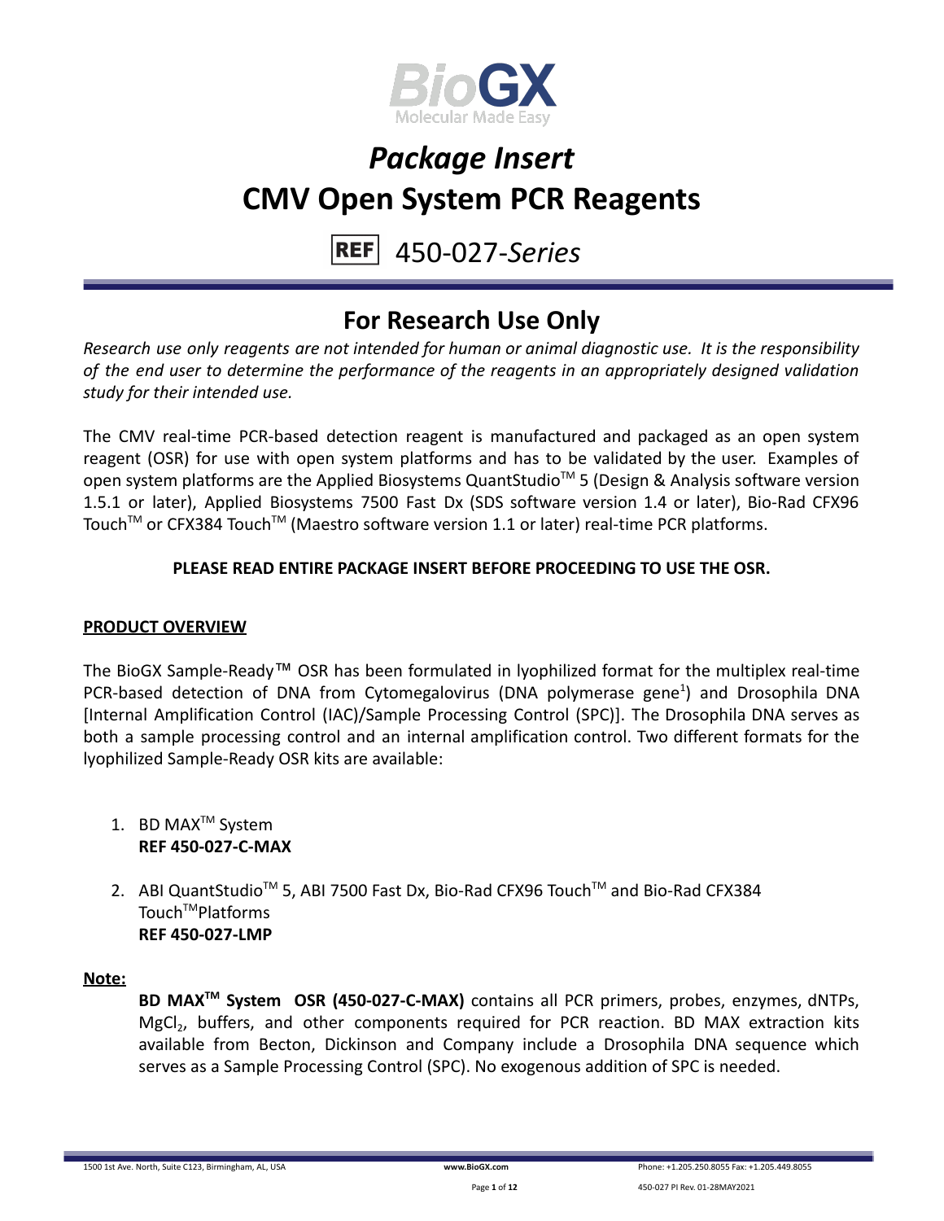# *Package Insert*
# CMV Open System PCR Reagents

REF 450-027-*Series*

## For Research Use Only

*Research use only reagents are not intended for human or animal diagnostic use. It is the responsibility of the end user to determine the performance of the reagents in an appropriately designed validation study for their intended use.*

The CMV real-time PCR-based detection reagent is manufactured and packaged as an open system reagent (OSR) for use with open system platforms and has to be validated by the user. Examples of open system platforms are the Applied Biosystems QuantStudio™ 5 (Design & Analysis software version 1.5.1 or later), Applied Biosystems 7500 Fast Dx (SDS software version 1.4 or later), Bio-Rad CFX96 Touch™ or CFX384 Touch™ (Maestro software version 1.1 or later) real-time PCR platforms.

**PLEASE READ ENTIRE PACKAGE INSERT BEFORE PROCEEDING TO USE THE OSR.**

**PRODUCT OVERVIEW**

The BioGX Sample-Ready™ OSR has been formulated in lyophilized format for the multiplex real-time PCR-based detection of DNA from Cytomegalovirus (DNA polymerase gene[1]) and Drosophila DNA [Internal Amplification Control (IAC)/Sample Processing Control (SPC)]. The Drosophila DNA serves as both a sample processing control and an internal amplification control. Two different formats for the lyophilized Sample-Ready OSR kits are available:

1. BD MAX™ System
   **REF 450-027-C-MAX**

2. ABI QuantStudio™ 5, ABI 7500 Fast Dx, Bio-Rad CFX96 Touch™ and Bio-Rad CFX384 Touch™Platforms
   **REF 450-027-LMP**

**Note:**

**BD MAX™ System OSR (450-027-C-MAX)** contains all PCR primers, probes, enzymes, dNTPs, $MgCl_2$, buffers, and other components required for PCR reaction. BD MAX extraction kits available from Becton, Dickinson and Company include a Drosophila DNA sequence which serves as a Sample Processing Control (SPC). No exogenous addition of SPC is needed.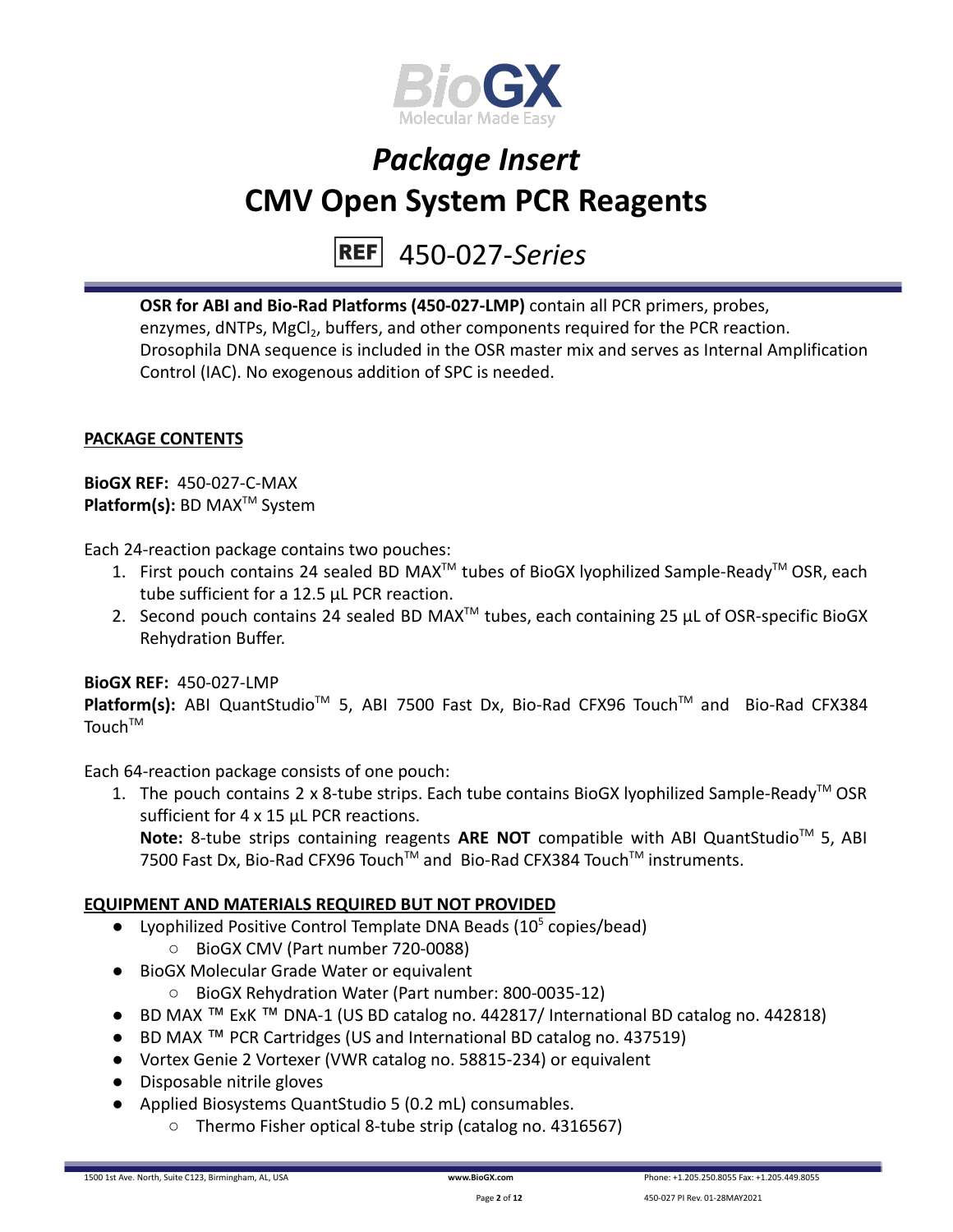# *Package Insert*
# CMV Open System PCR Reagents

REF 450-027-*Series*

**OSR for ABI and Bio-Rad Platforms (450-027-LMP)** contain all PCR primers, probes, enzymes, dNTPs, $MgCl_2$, buffers, and other components required for the PCR reaction. Drosophila DNA sequence is included in the OSR master mix and serves as Internal Amplification Control (IAC). No exogenous addition of SPC is needed.

## PACKAGE CONTENTS

**BioGX REF:** 450-027-C-MAX
**Platform(s):** BD MAX™ System

Each 24-reaction package contains two pouches:

1. First pouch contains 24 sealed BD MAX™ tubes of BioGX lyophilized Sample-Ready™ OSR, each tube sufficient for a 12.5 µL PCR reaction.
2. Second pouch contains 24 sealed BD MAX™ tubes, each containing 25 µL of OSR-specific BioGX Rehydration Buffer.

**BioGX REF:** 450-027-LMP
**Platform(s):** ABI QuantStudio™ 5, ABI 7500 Fast Dx, Bio-Rad CFX96 Touch™ and Bio-Rad CFX384 Touch™

Each 64-reaction package consists of one pouch:

1. The pouch contains 2 x 8-tube strips. Each tube contains BioGX lyophilized Sample-Ready™ OSR sufficient for 4 x 15 µL PCR reactions.
   **Note:** 8-tube strips containing reagents **ARE NOT** compatible with ABI QuantStudio™ 5, ABI 7500 Fast Dx, Bio-Rad CFX96 Touch™ and Bio-Rad CFX384 Touch™ instruments.

## EQUIPMENT AND MATERIALS REQUIRED BUT NOT PROVIDED

- Lyophilized Positive Control Template DNA Beads ($10^5$ copies/bead)
  - BioGX CMV (Part number 720-0088)
- BioGX Molecular Grade Water or equivalent
  - BioGX Rehydration Water (Part number: 800-0035-12)
- BD MAX ™ ExK ™ DNA-1 (US BD catalog no. 442817/ International BD catalog no. 442818)
- BD MAX ™ PCR Cartridges (US and International BD catalog no. 437519)
- Vortex Genie 2 Vortexer (VWR catalog no. 58815-234) or equivalent
- Disposable nitrile gloves
- Applied Biosystems QuantStudio 5 (0.2 mL) consumables.
  - Thermo Fisher optical 8-tube strip (catalog no. 4316567)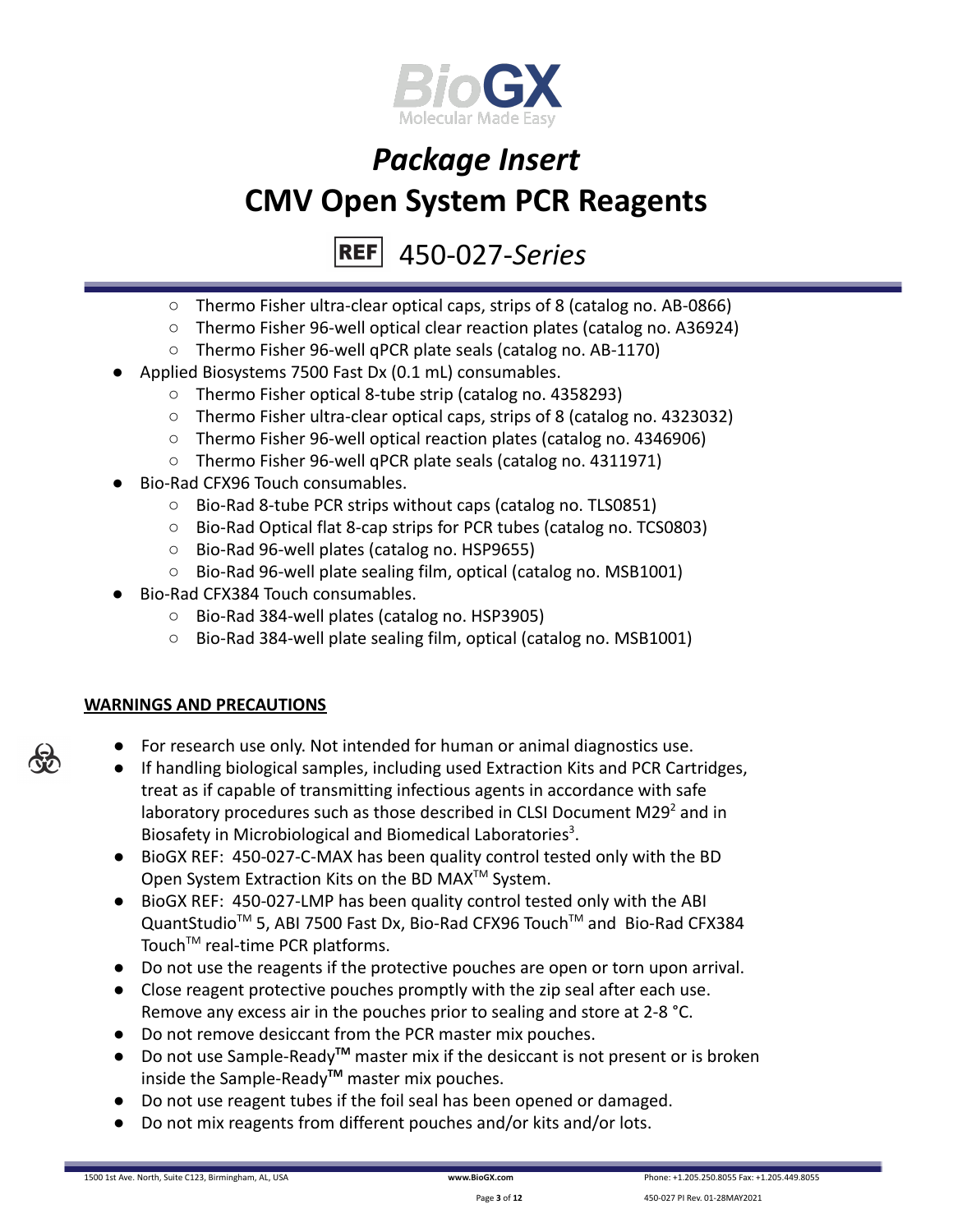- Thermo Fisher ultra-clear optical caps, strips of 8 (catalog no. AB-0866)
  - Thermo Fisher 96-well optical clear reaction plates (catalog no. A36924)
  - Thermo Fisher 96-well qPCR plate seals (catalog no. AB-1170)
- Applied Biosystems 7500 Fast Dx (0.1 mL) consumables.
  - Thermo Fisher optical 8-tube strip (catalog no. 4358293)
  - Thermo Fisher ultra-clear optical caps, strips of 8 (catalog no. 4323032)
  - Thermo Fisher 96-well optical reaction plates (catalog no. 4346906)
  - Thermo Fisher 96-well qPCR plate seals (catalog no. 4311971)
- Bio-Rad CFX96 Touch consumables.
  - Bio-Rad 8-tube PCR strips without caps (catalog no. TLS0851)
  - Bio-Rad Optical flat 8-cap strips for PCR tubes (catalog no. TCS0803)
  - Bio-Rad 96-well plates (catalog no. HSP9655)
  - Bio-Rad 96-well plate sealing film, optical (catalog no. MSB1001)
- Bio-Rad CFX384 Touch consumables.
  - Bio-Rad 384-well plates (catalog no. HSP3905)
  - Bio-Rad 384-well plate sealing film, optical (catalog no. MSB1001)

## WARNINGS AND PRECAUTIONS

- For research use only. Not intended for human or animal diagnostics use.
- If handling biological samples, including used Extraction Kits and PCR Cartridges, treat as if capable of transmitting infectious agents in accordance with safe laboratory procedures such as those described in CLSI Document M29[2] and in Biosafety in Microbiological and Biomedical Laboratories[3].
- BioGX REF: 450-027-C-MAX has been quality control tested only with the BD Open System Extraction Kits on the BD MAX™ System.
- BioGX REF: 450-027-LMP has been quality control tested only with the ABI QuantStudio™ 5, ABI 7500 Fast Dx, Bio-Rad CFX96 Touch™ and Bio-Rad CFX384 Touch™ real-time PCR platforms.
- Do not use the reagents if the protective pouches are open or torn upon arrival.
- Close reagent protective pouches promptly with the zip seal after each use. Remove any excess air in the pouches prior to sealing and store at 2-8 °C.
- Do not remove desiccant from the PCR master mix pouches.
- Do not use Sample-Ready™ master mix if the desiccant is not present or is broken inside the Sample-Ready™ master mix pouches.
- Do not use reagent tubes if the foil seal has been opened or damaged.
- Do not mix reagents from different pouches and/or kits and/or lots.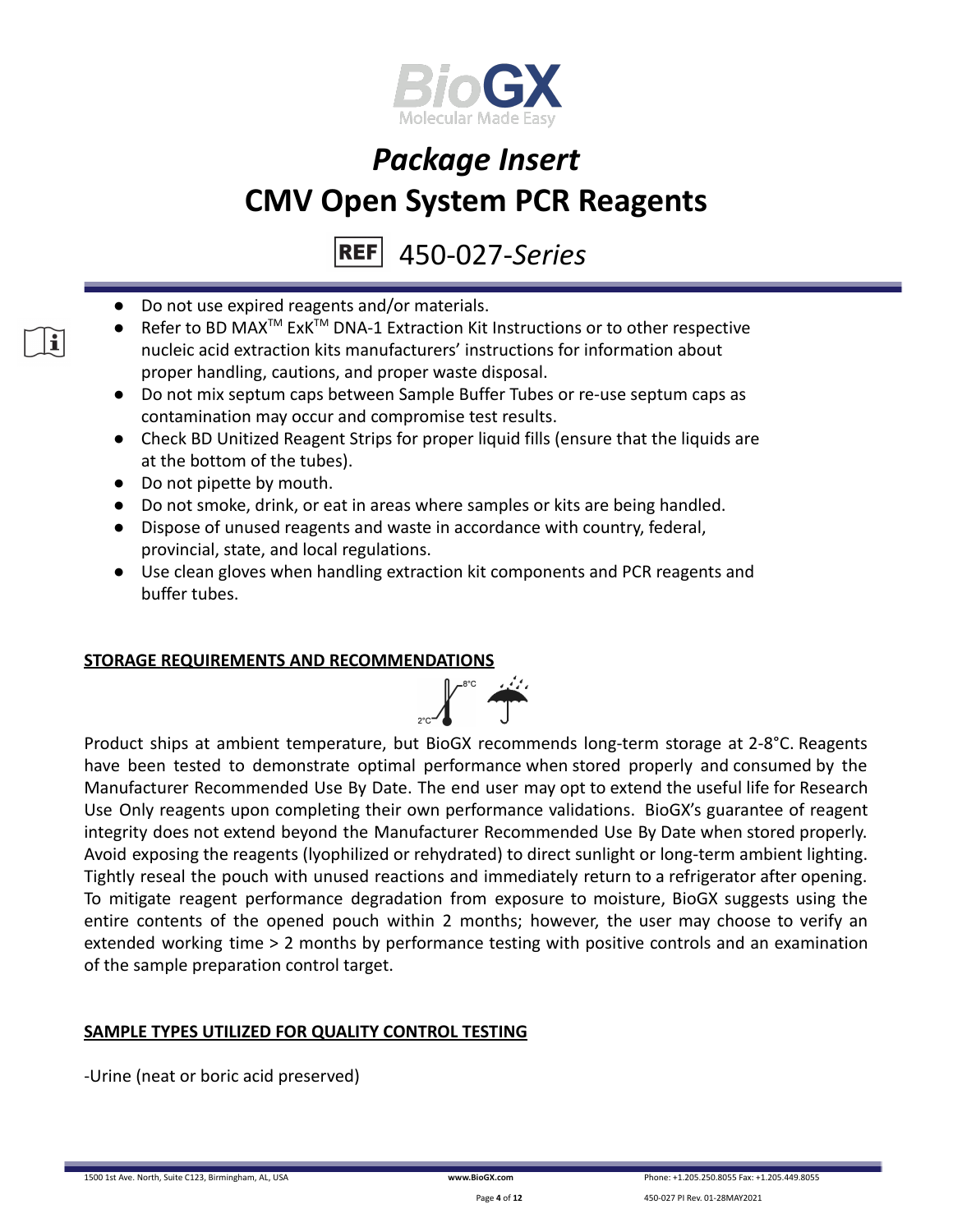- Do not use expired reagents and/or materials.
- Refer to BD MAX™ ExK™ DNA-1 Extraction Kit Instructions or to other respective nucleic acid extraction kits manufacturers' instructions for information about proper handling, cautions, and proper waste disposal.
- Do not mix septum caps between Sample Buffer Tubes or re-use septum caps as contamination may occur and compromise test results.
- Check BD Unitized Reagent Strips for proper liquid fills (ensure that the liquids are at the bottom of the tubes).
- Do not pipette by mouth.
- Do not smoke, drink, or eat in areas where samples or kits are being handled.
- Dispose of unused reagents and waste in accordance with country, federal, provincial, state, and local regulations.
- Use clean gloves when handling extraction kit components and PCR reagents and buffer tubes.

## STORAGE REQUIREMENTS AND RECOMMENDATIONS

Product ships at ambient temperature, but BioGX recommends long-term storage at 2-8°C. Reagents have been tested to demonstrate optimal performance when stored properly and consumed by the Manufacturer Recommended Use By Date. The end user may opt to extend the useful life for Research Use Only reagents upon completing their own performance validations. BioGX's guarantee of reagent integrity does not extend beyond the Manufacturer Recommended Use By Date when stored properly. Avoid exposing the reagents (lyophilized or rehydrated) to direct sunlight or long-term ambient lighting. Tightly reseal the pouch with unused reactions and immediately return to a refrigerator after opening. To mitigate reagent performance degradation from exposure to moisture, BioGX suggests using the entire contents of the opened pouch within 2 months; however, the user may choose to verify an extended working time > 2 months by performance testing with positive controls and an examination of the sample preparation control target.

## SAMPLE TYPES UTILIZED FOR QUALITY CONTROL TESTING

-Urine (neat or boric acid preserved)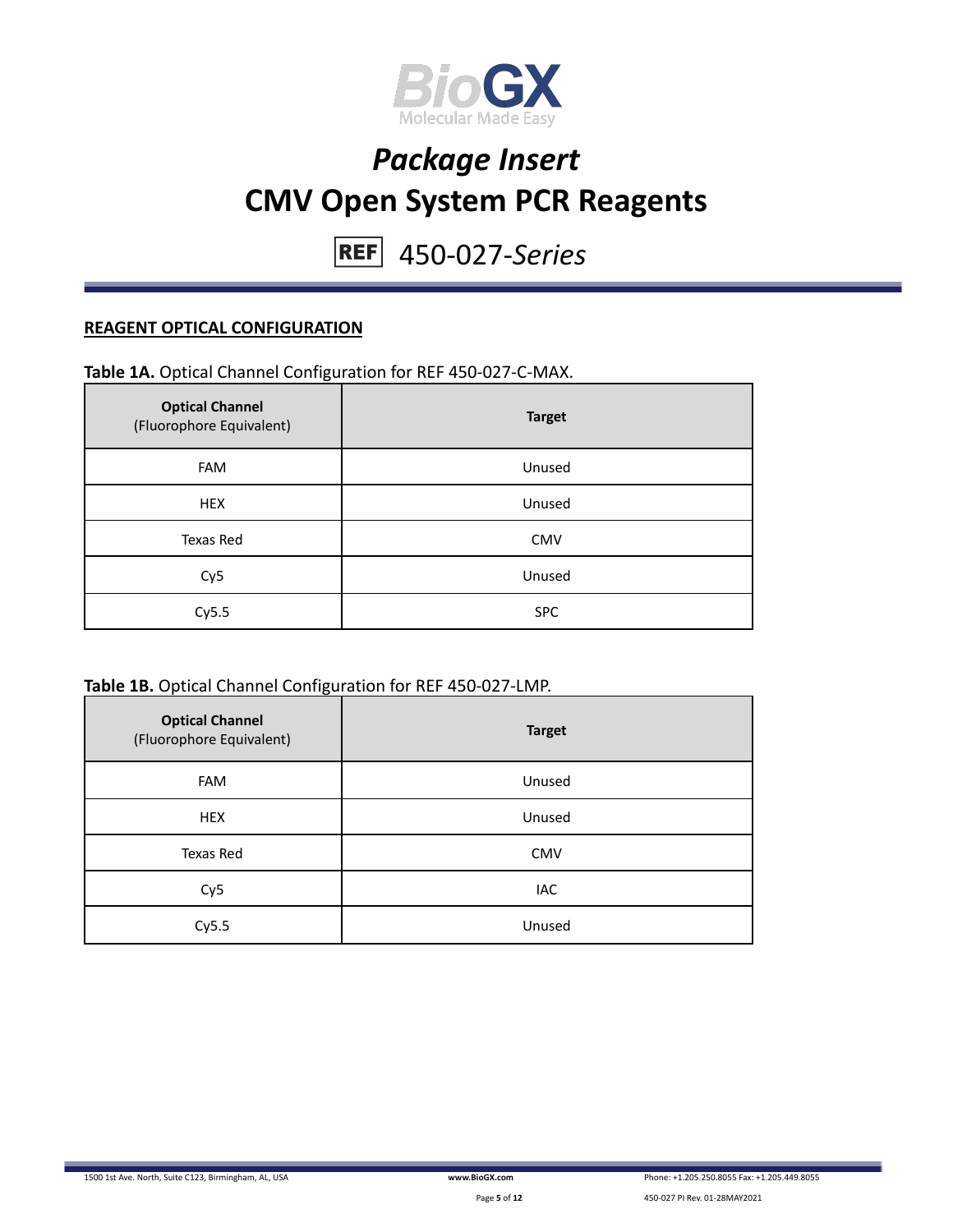## REAGENT OPTICAL CONFIGURATION

**Table 1A.** Optical Channel Configuration for REF 450-027-C-MAX.

| **Optical Channel** (Fluorophore Equivalent) | **Target** |
|---|---|
| FAM | Unused |
| HEX | Unused |
| Texas Red | CMV |
| Cy5 | Unused |
| Cy5.5 | SPC |

**Table 1B.** Optical Channel Configuration for REF 450-027-LMP.

| **Optical Channel** (Fluorophore Equivalent) | **Target** |
|---|---|
| FAM | Unused |
| HEX | Unused |
| Texas Red | CMV |
| Cy5 | IAC |
| Cy5.5 | Unused |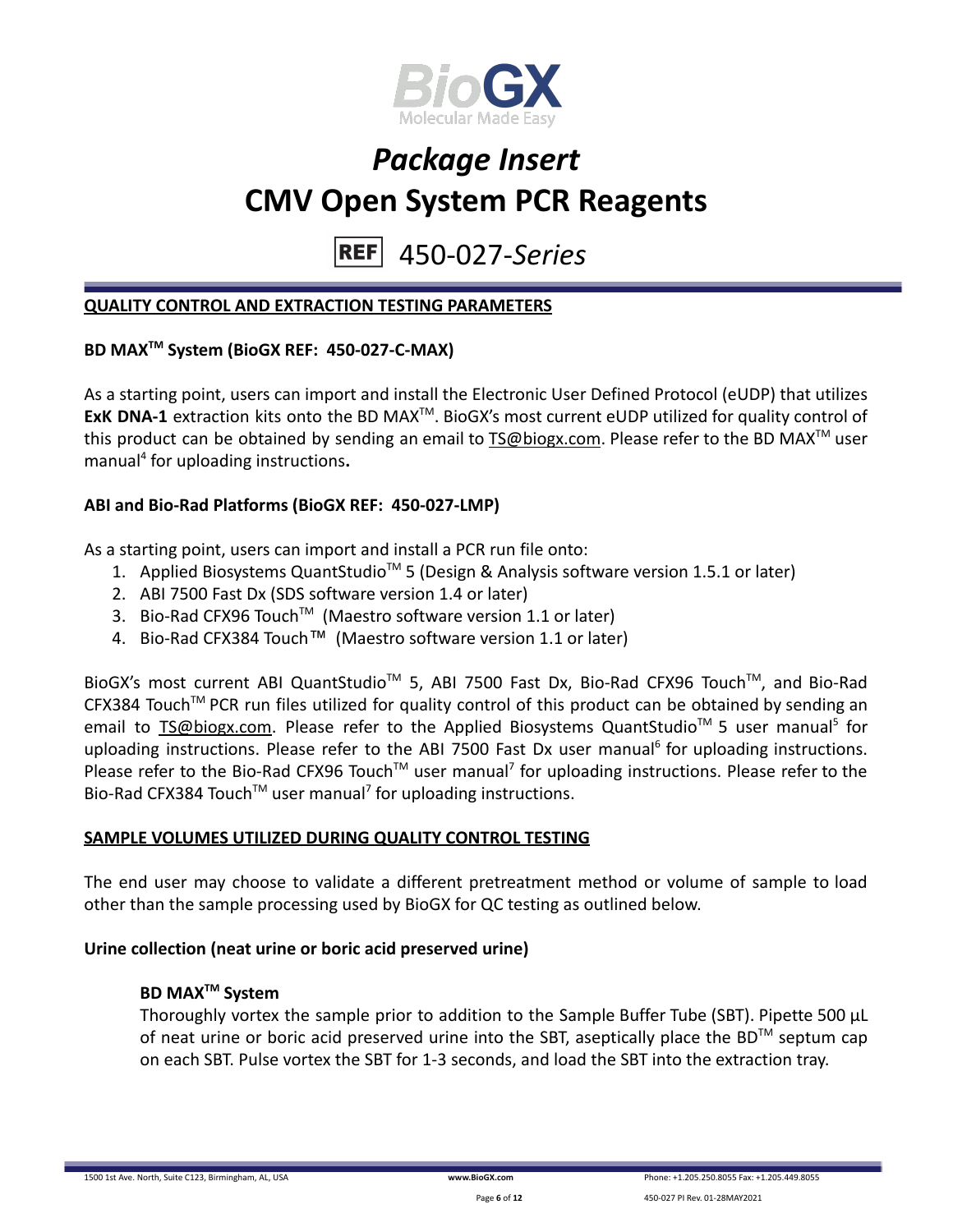# Package Insert
# CMV Open System PCR Reagents

REF 450-027-*Series*

**QUALITY CONTROL AND EXTRACTION TESTING PARAMETERS**

**BD MAX™ System (BioGX REF: 450-027-C-MAX)**

As a starting point, users can import and install the Electronic User Defined Protocol (eUDP) that utilizes **ExK DNA-1** extraction kits onto the BD MAX™. BioGX's most current eUDP utilized for quality control of this product can be obtained by sending an email to TS@biogx.com. Please refer to the BD MAX™ user manual[4] for uploading instructions**.**

**ABI and Bio-Rad Platforms (BioGX REF: 450-027-LMP)**

As a starting point, users can import and install a PCR run file onto:

1. Applied Biosystems QuantStudio™ 5 (Design & Analysis software version 1.5.1 or later)
2. ABI 7500 Fast Dx (SDS software version 1.4 or later)
3. Bio-Rad CFX96 Touch™ (Maestro software version 1.1 or later)
4. Bio-Rad CFX384 Touch™ (Maestro software version 1.1 or later)

BioGX's most current ABI QuantStudio™ 5, ABI 7500 Fast Dx, Bio-Rad CFX96 Touch™, and Bio-Rad CFX384 Touch™ PCR run files utilized for quality control of this product can be obtained by sending an email to TS@biogx.com. Please refer to the Applied Biosystems QuantStudio™ 5 user manual[5] for uploading instructions. Please refer to the ABI 7500 Fast Dx user manual[6] for uploading instructions. Please refer to the Bio-Rad CFX96 Touch™ user manual[7] for uploading instructions. Please refer to the Bio-Rad CFX384 Touch™ user manual[7] for uploading instructions.

**SAMPLE VOLUMES UTILIZED DURING QUALITY CONTROL TESTING**

The end user may choose to validate a different pretreatment method or volume of sample to load other than the sample processing used by BioGX for QC testing as outlined below.

**Urine collection (neat urine or boric acid preserved urine)**

**BD MAX™ System**

Thoroughly vortex the sample prior to addition to the Sample Buffer Tube (SBT). Pipette 500 µL of neat urine or boric acid preserved urine into the SBT, aseptically place the BD™ septum cap on each SBT. Pulse vortex the SBT for 1-3 seconds, and load the SBT into the extraction tray.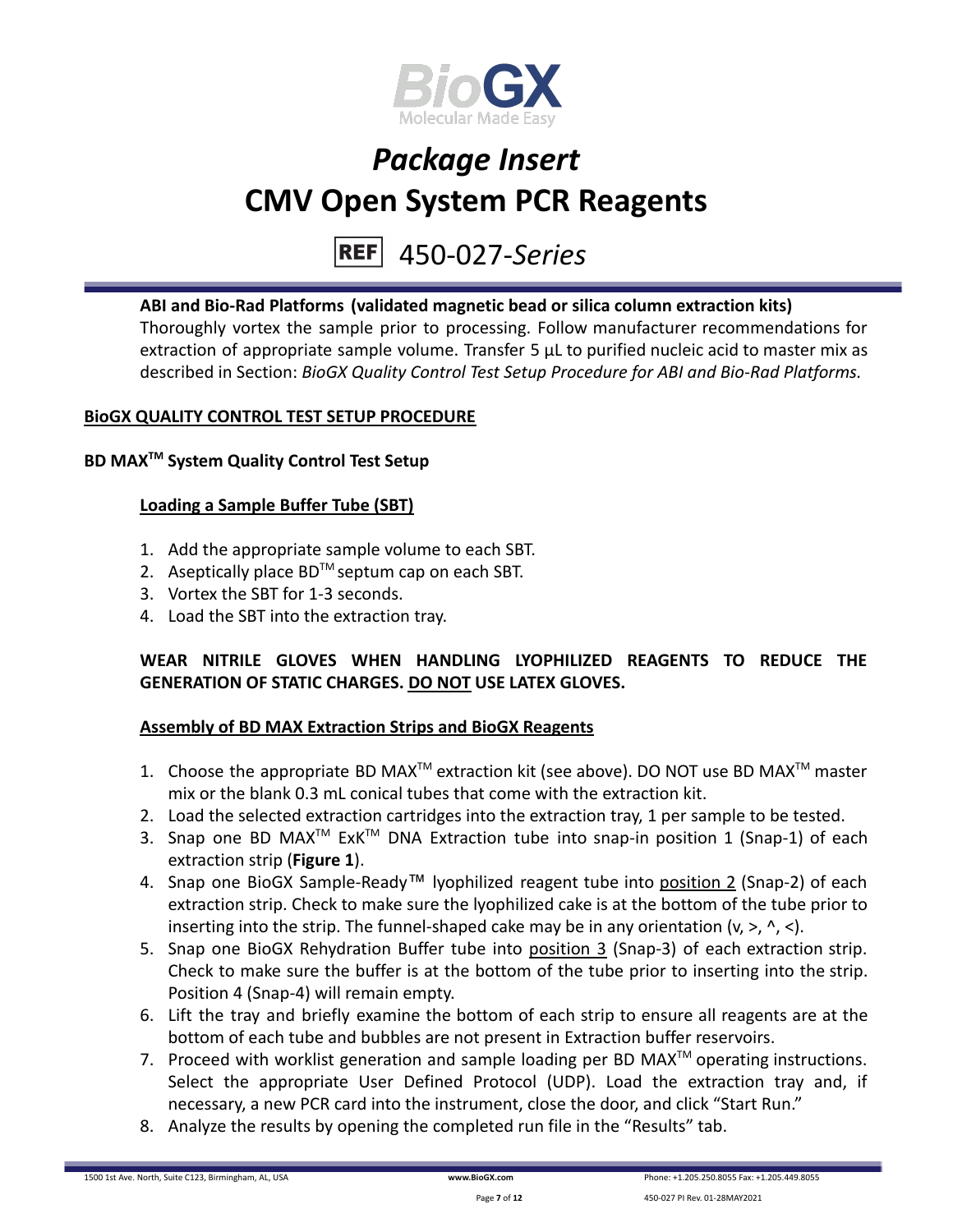**ABI and Bio-Rad Platforms (validated magnetic bead or silica column extraction kits)**

Thoroughly vortex the sample prior to processing. Follow manufacturer recommendations for extraction of appropriate sample volume. Transfer 5 µL to purified nucleic acid to master mix as described in Section: *BioGX Quality Control Test Setup Procedure for ABI and Bio-Rad Platforms.*

## BioGX QUALITY CONTROL TEST SETUP PROCEDURE

### BD MAX™ System Quality Control Test Setup

#### Loading a Sample Buffer Tube (SBT)

1. Add the appropriate sample volume to each SBT.
2. Aseptically place BD™ septum cap on each SBT.
3. Vortex the SBT for 1-3 seconds.
4. Load the SBT into the extraction tray.

**WEAR NITRILE GLOVES WHEN HANDLING LYOPHILIZED REAGENTS TO REDUCE THE GENERATION OF STATIC CHARGES. DO NOT USE LATEX GLOVES.**

#### Assembly of BD MAX Extraction Strips and BioGX Reagents

1. Choose the appropriate BD MAX™ extraction kit (see above). DO NOT use BD MAX™ master mix or the blank 0.3 mL conical tubes that come with the extraction kit.
2. Load the selected extraction cartridges into the extraction tray, 1 per sample to be tested.
3. Snap one BD MAX™ ExK™ DNA Extraction tube into snap-in position 1 (Snap-1) of each extraction strip (**Figure 1**).
4. Snap one BioGX Sample-Ready™ lyophilized reagent tube into position 2 (Snap-2) of each extraction strip. Check to make sure the lyophilized cake is at the bottom of the tube prior to inserting into the strip. The funnel-shaped cake may be in any orientation (v, >, ^, <).
5. Snap one BioGX Rehydration Buffer tube into position 3 (Snap-3) of each extraction strip. Check to make sure the buffer is at the bottom of the tube prior to inserting into the strip. Position 4 (Snap-4) will remain empty.
6. Lift the tray and briefly examine the bottom of each strip to ensure all reagents are at the bottom of each tube and bubbles are not present in Extraction buffer reservoirs.
7. Proceed with worklist generation and sample loading per BD MAX™ operating instructions. Select the appropriate User Defined Protocol (UDP). Load the extraction tray and, if necessary, a new PCR card into the instrument, close the door, and click "Start Run."
8. Analyze the results by opening the completed run file in the "Results" tab.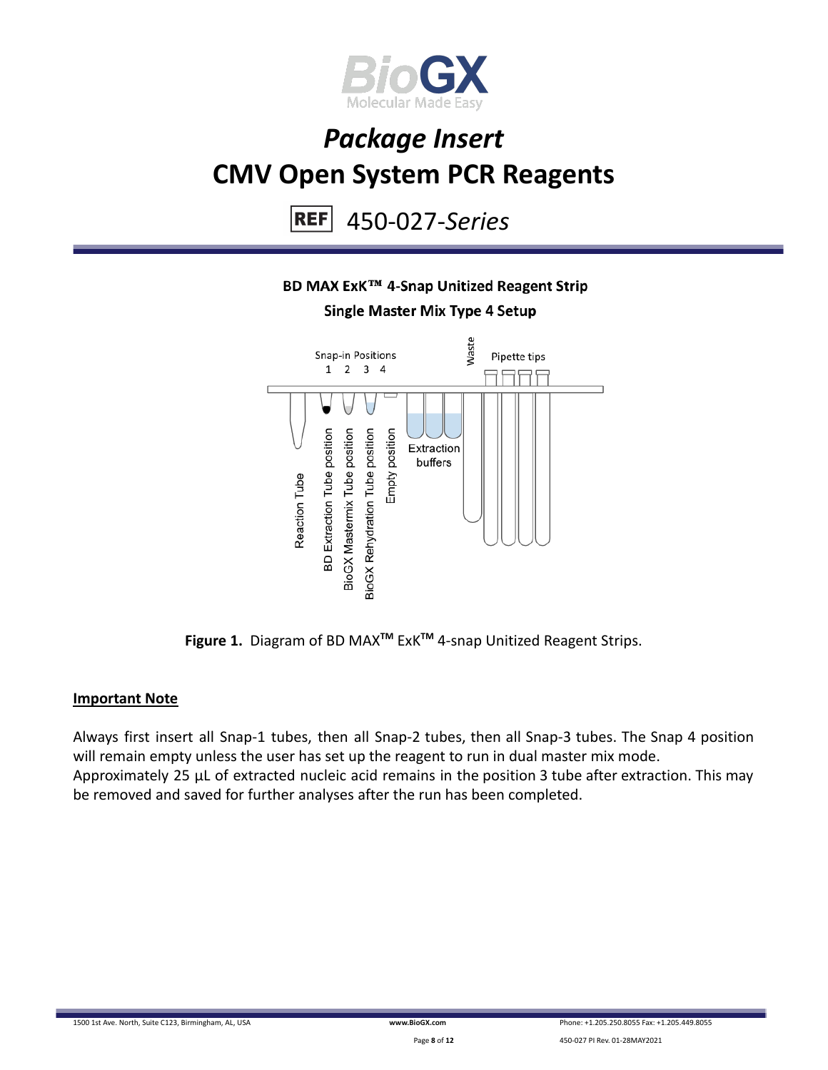# *Package Insert*

# CMV Open System PCR Reagents

REF 450-027-*Series*

**BD MAX ExK™ 4-Snap Unitized Reagent Strip**

**Single Master Mix Type 4 Setup**

Snap-in Positions 1 2 3 4

Waste

Pipette tips

Reaction Tube

BD Extraction Tube position

BioGX Mastermix Tube position

BioGX Rehydration Tube position

Empty position

Extraction buffers

**Figure 1.** Diagram of BD MAX™ ExK™ 4-snap Unitized Reagent Strips.

**Important Note**

Always first insert all Snap-1 tubes, then all Snap-2 tubes, then all Snap-3 tubes. The Snap 4 position will remain empty unless the user has set up the reagent to run in dual master mix mode.
Approximately 25 µL of extracted nucleic acid remains in the position 3 tube after extraction. This may be removed and saved for further analyses after the run has been completed.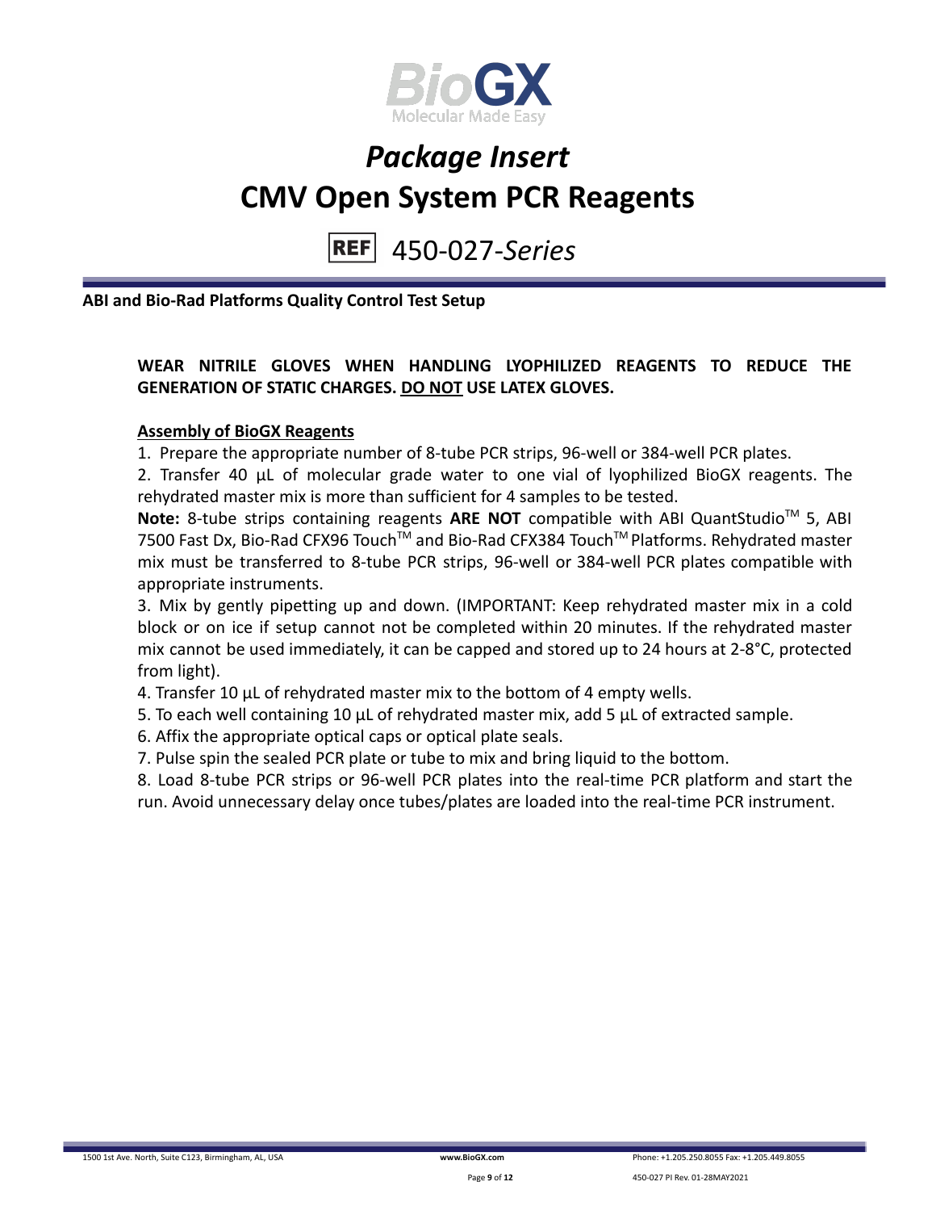# Package Insert

# CMV Open System PCR Reagents

REF 450-027-*Series*

**ABI and Bio-Rad Platforms Quality Control Test Setup**

**WEAR NITRILE GLOVES WHEN HANDLING LYOPHILIZED REAGENTS TO REDUCE THE GENERATION OF STATIC CHARGES. DO NOT USE LATEX GLOVES.**

**Assembly of BioGX Reagents**

1. Prepare the appropriate number of 8-tube PCR strips, 96-well or 384-well PCR plates.
2. Transfer 40 µL of molecular grade water to one vial of lyophilized BioGX reagents. The rehydrated master mix is more than sufficient for 4 samples to be tested.

**Note:** 8-tube strips containing reagents **ARE NOT** compatible with ABI QuantStudio™ 5, ABI 7500 Fast Dx, Bio-Rad CFX96 Touch™ and Bio-Rad CFX384 Touch™ Platforms. Rehydrated master mix must be transferred to 8-tube PCR strips, 96-well or 384-well PCR plates compatible with appropriate instruments.

3. Mix by gently pipetting up and down. (IMPORTANT: Keep rehydrated master mix in a cold block or on ice if setup cannot not be completed within 20 minutes. If the rehydrated master mix cannot be used immediately, it can be capped and stored up to 24 hours at 2-8°C, protected from light).
4. Transfer 10 µL of rehydrated master mix to the bottom of 4 empty wells.
5. To each well containing 10 µL of rehydrated master mix, add 5 µL of extracted sample.
6. Affix the appropriate optical caps or optical plate seals.
7. Pulse spin the sealed PCR plate or tube to mix and bring liquid to the bottom.
8. Load 8-tube PCR strips or 96-well PCR plates into the real-time PCR platform and start the run. Avoid unnecessary delay once tubes/plates are loaded into the real-time PCR instrument.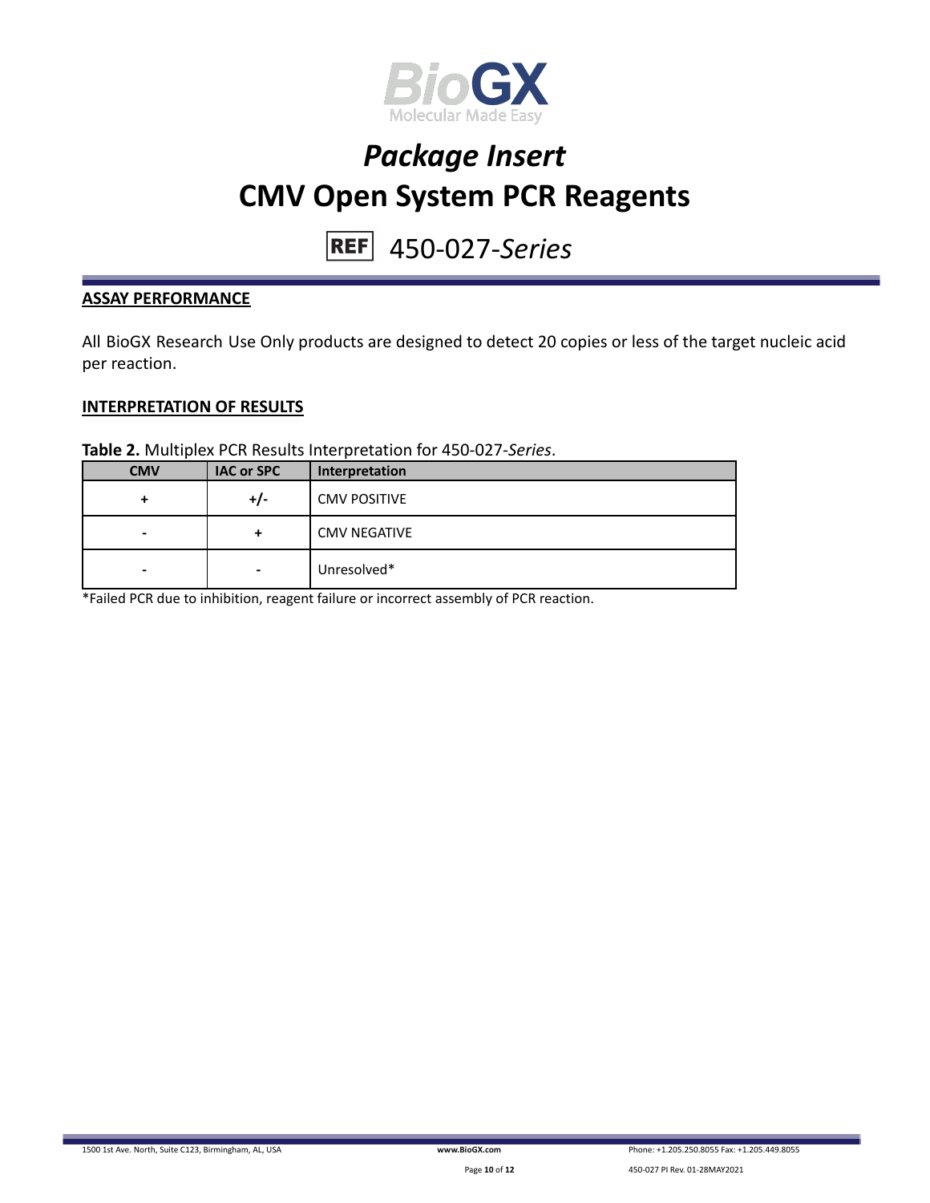## ASSAY PERFORMANCE

All BioGX Research Use Only products are designed to detect 20 copies or less of the target nucleic acid per reaction.

## INTERPRETATION OF RESULTS

**Table 2.** Multiplex PCR Results Interpretation for 450-027-*Series*.

| CMV | IAC or SPC | Interpretation |
|---|---|---|
| + | +/- | CMV POSITIVE |
| - | + | CMV NEGATIVE |
| - | - | Unresolved* |

*Failed PCR due to inhibition, reagent failure or incorrect assembly of PCR reaction.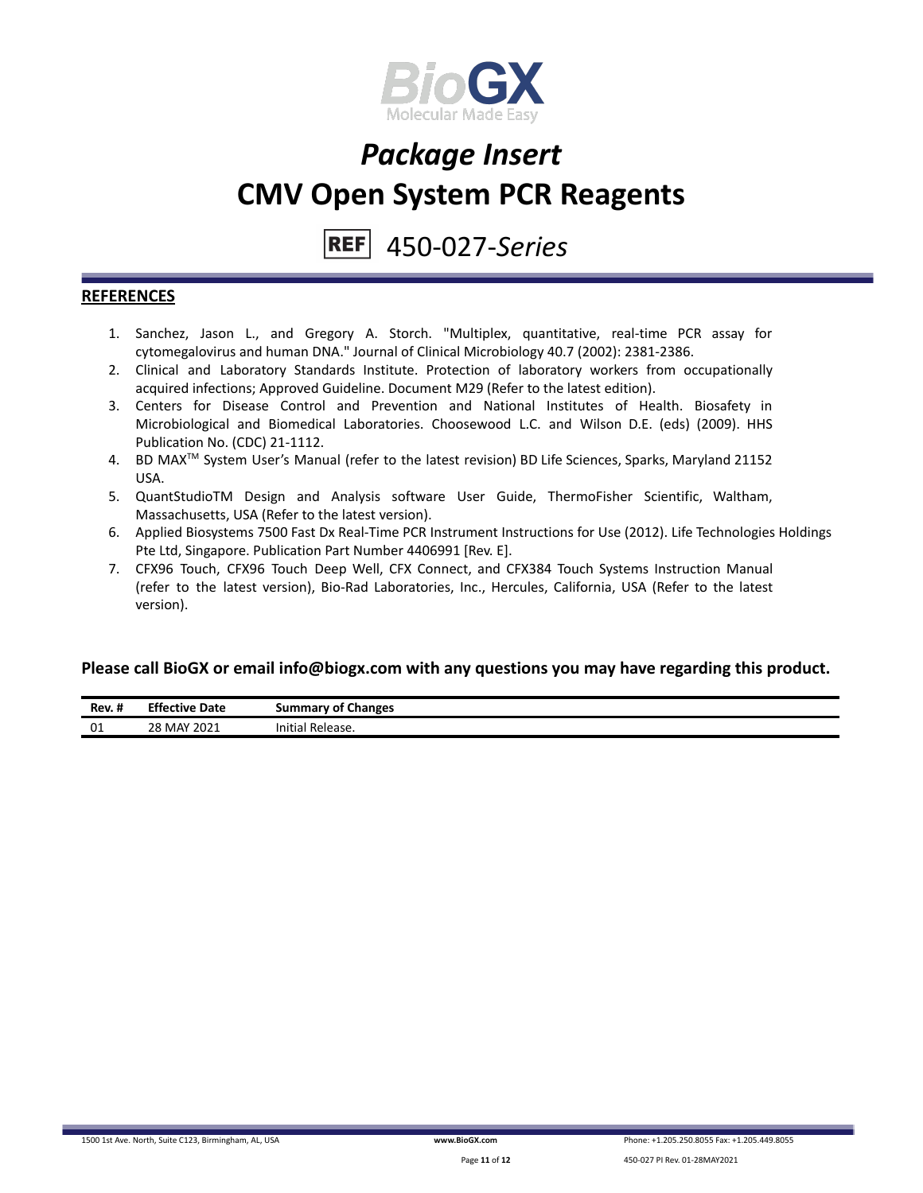# *Package Insert*
# CMV Open System PCR Reagents

REF 450-027-*Series*

## REFERENCES

1. Sanchez, Jason L., and Gregory A. Storch. "Multiplex, quantitative, real-time PCR assay for cytomegalovirus and human DNA." Journal of Clinical Microbiology 40.7 (2002): 2381-2386.
2. Clinical and Laboratory Standards Institute. Protection of laboratory workers from occupationally acquired infections; Approved Guideline. Document M29 (Refer to the latest edition).
3. Centers for Disease Control and Prevention and National Institutes of Health. Biosafety in Microbiological and Biomedical Laboratories. Choosewood L.C. and Wilson D.E. (eds) (2009). HHS Publication No. (CDC) 21-1112.
4. BD MAX™ System User's Manual (refer to the latest revision) BD Life Sciences, Sparks, Maryland 21152 USA.
5. QuantStudioTM Design and Analysis software User Guide, ThermoFisher Scientific, Waltham, Massachusetts, USA (Refer to the latest version).
6. Applied Biosystems 7500 Fast Dx Real-Time PCR Instrument Instructions for Use (2012). Life Technologies Holdings Pte Ltd, Singapore. Publication Part Number 4406991 [Rev. E].
7. CFX96 Touch, CFX96 Touch Deep Well, CFX Connect, and CFX384 Touch Systems Instruction Manual (refer to the latest version), Bio-Rad Laboratories, Inc., Hercules, California, USA (Refer to the latest version).

**Please call BioGX or email info@biogx.com with any questions you may have regarding this product.**

| Rev. # | Effective Date | Summary of Changes |
|---|---|---|
| 01 | 28 MAY 2021 | Initial Release. |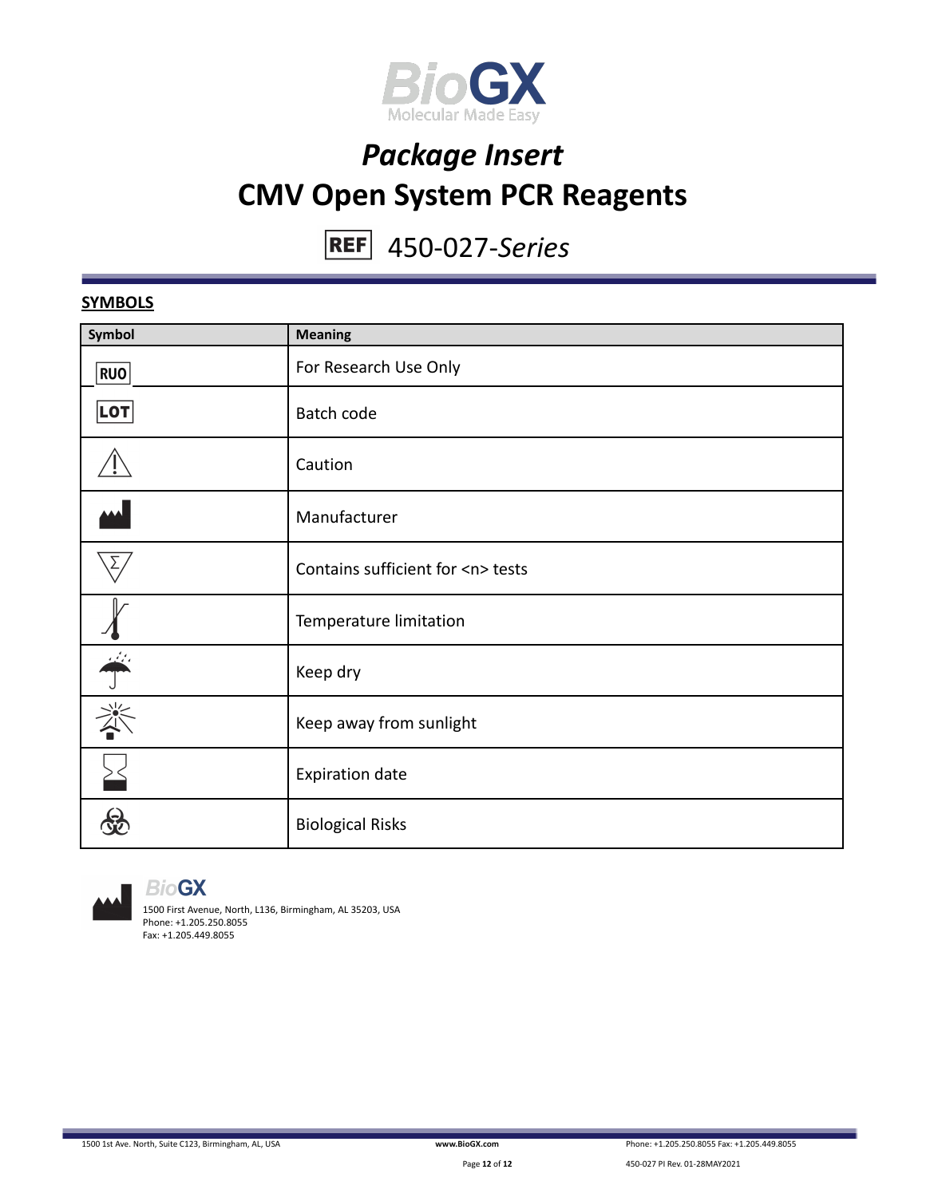# *Package Insert*

# CMV Open System PCR Reagents

REF 450-027-*Series*

## SYMBOLS

| Symbol | Meaning |
|---|---|
| RUO | For Research Use Only |
| LOT | Batch code |
| | Caution |
| | Manufacturer |
| Σ | Contains sufficient for <n> tests |
| | Temperature limitation |
| | Keep dry |
| | Keep away from sunlight |
| | Expiration date |
| | Biological Risks |

BioGX
1500 First Avenue, North, L136, Birmingham, AL 35203, USA
Phone: +1.205.250.8055
Fax: +1.205.449.8055